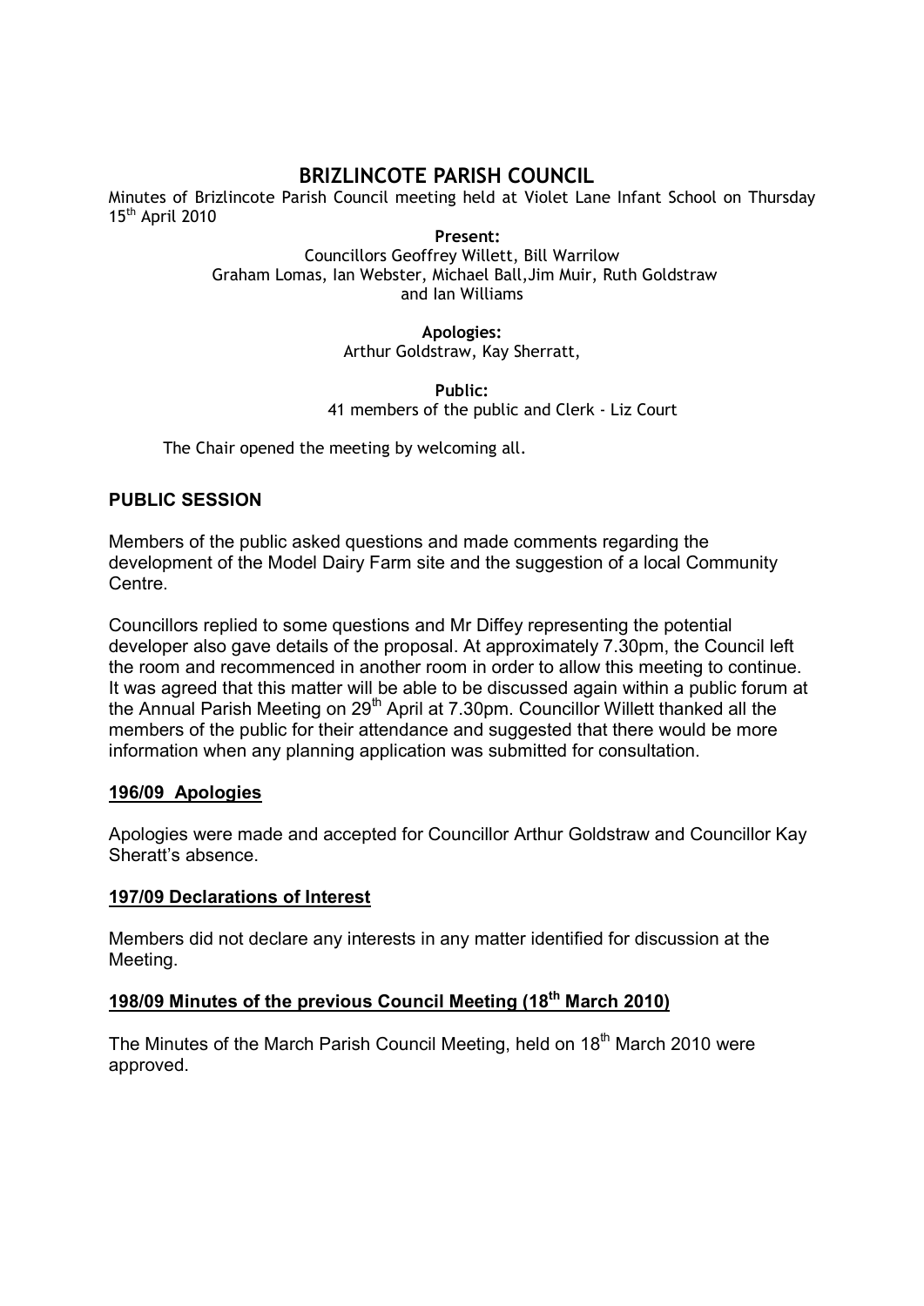# BRIZLINCOTE PARISH COUNCIL

Minutes of Brizlincote Parish Council meeting held at Violet Lane Infant School on Thursday 15th April 2010

**Present:**
Councillors Geoffrey Willett, Bill Warrilow
Graham Lomas, Ian Webster, Michael Ball, Jim Muir, Ruth Goldstraw
and Ian Williams

**Apologies:**
Arthur Goldstraw, Kay Sherratt,

**Public:**
41 members of the public and Clerk - Liz Court

The Chair opened the meeting by welcoming all.

## PUBLIC SESSION

Members of the public asked questions and made comments regarding the development of the Model Dairy Farm site and the suggestion of a local Community Centre.

Councillors replied to some questions and Mr Diffey representing the potential developer also gave details of the proposal. At approximately 7.30pm, the Council left the room and recommenced in another room in order to allow this meeting to continue. It was agreed that this matter will be able to be discussed again within a public forum at the Annual Parish Meeting on 29th April at 7.30pm. Councillor Willett thanked all the members of the public for their attendance and suggested that there would be more information when any planning application was submitted for consultation.

### 196/09 Apologies

Apologies were made and accepted for Councillor Arthur Goldstraw and Councillor Kay Sheratt's absence.

### 197/09 Declarations of Interest

Members did not declare any interests in any matter identified for discussion at the Meeting.

### 198/09 Minutes of the previous Council Meeting (18th March 2010)

The Minutes of the March Parish Council Meeting, held on 18th March 2010 were approved.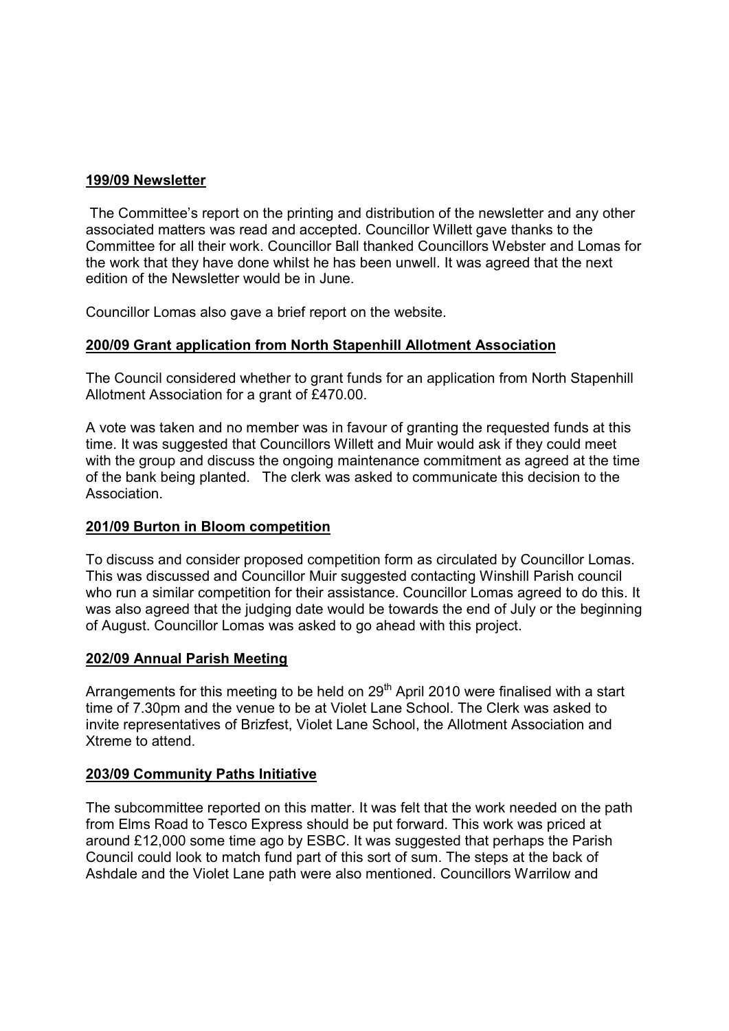**199/09 Newsletter**

The Committee's report on the printing and distribution of the newsletter and any other associated matters was read and accepted. Councillor Willett gave thanks to the Committee for all their work. Councillor Ball thanked Councillors Webster and Lomas for the work that they have done whilst he has been unwell. It was agreed that the next edition of the Newsletter would be in June.

Councillor Lomas also gave a brief report on the website.

**200/09 Grant application from North Stapenhill Allotment Association**

The Council considered whether to grant funds for an application from North Stapenhill Allotment Association for a grant of £470.00.

A vote was taken and no member was in favour of granting the requested funds at this time. It was suggested that Councillors Willett and Muir would ask if they could meet with the group and discuss the ongoing maintenance commitment as agreed at the time of the bank being planted. The clerk was asked to communicate this decision to the Association.

**201/09 Burton in Bloom competition**

To discuss and consider proposed competition form as circulated by Councillor Lomas. This was discussed and Councillor Muir suggested contacting Winshill Parish council who run a similar competition for their assistance. Councillor Lomas agreed to do this. It was also agreed that the judging date would be towards the end of July or the beginning of August. Councillor Lomas was asked to go ahead with this project.

**202/09 Annual Parish Meeting**

Arrangements for this meeting to be held on 29th April 2010 were finalised with a start time of 7.30pm and the venue to be at Violet Lane School. The Clerk was asked to invite representatives of Brizfest, Violet Lane School, the Allotment Association and Xtreme to attend.

**203/09 Community Paths Initiative**

The subcommittee reported on this matter. It was felt that the work needed on the path from Elms Road to Tesco Express should be put forward. This work was priced at around £12,000 some time ago by ESBC. It was suggested that perhaps the Parish Council could look to match fund part of this sort of sum. The steps at the back of Ashdale and the Violet Lane path were also mentioned. Councillors Warrilow and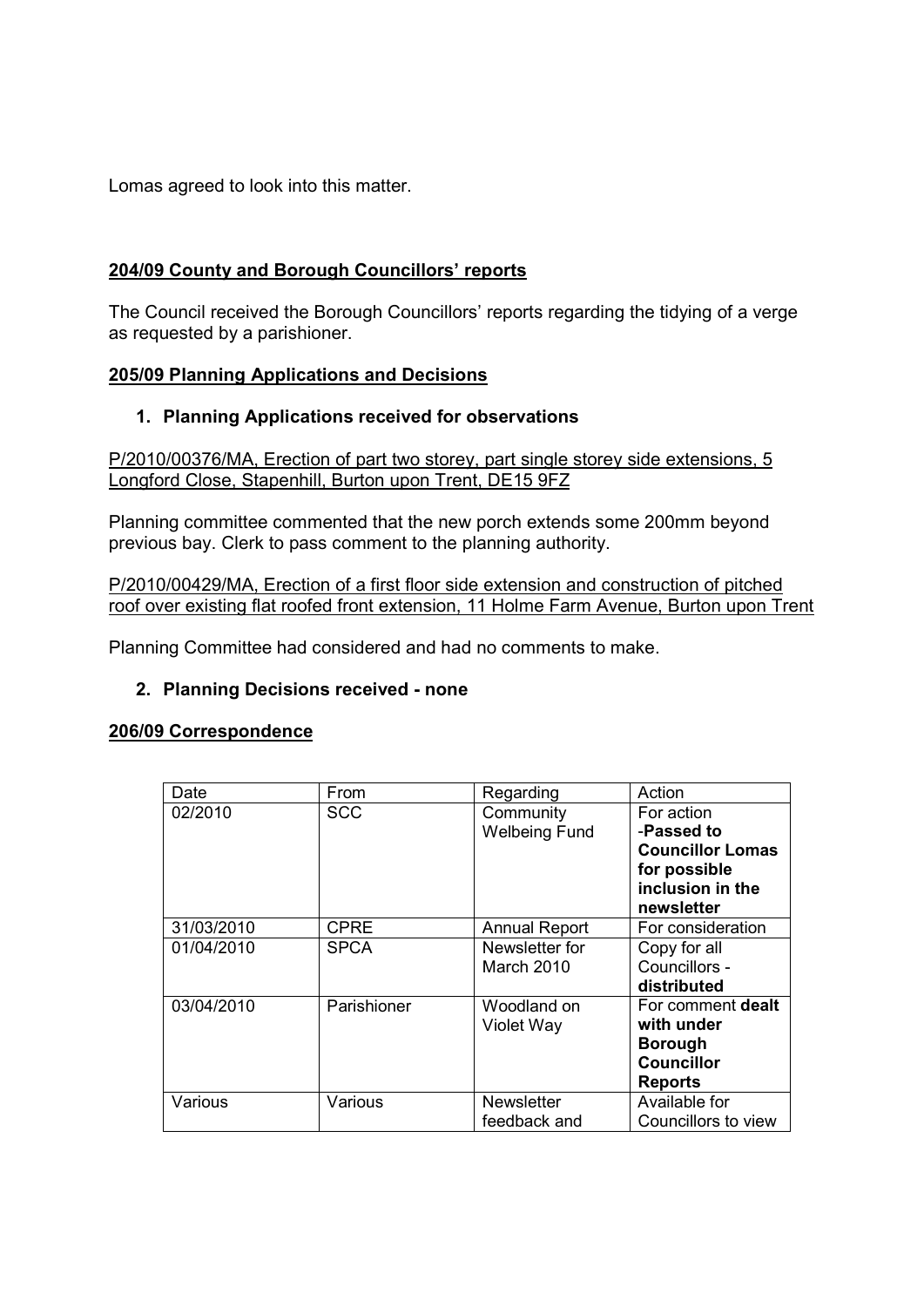Lomas agreed to look into this matter.

**204/09 County and Borough Councillors' reports**

The Council received the Borough Councillors' reports regarding the tidying of a verge as requested by a parishioner.

**205/09 Planning Applications and Decisions**

1. **Planning Applications received for observations**

P/2010/00376/MA, Erection of part two storey, part single storey side extensions, 5 Longford Close, Stapenhill, Burton upon Trent, DE15 9FZ

Planning committee commented that the new porch extends some 200mm beyond previous bay. Clerk to pass comment to the planning authority.

P/2010/00429/MA, Erection of a first floor side extension and construction of pitched roof over existing flat roofed front extension, 11 Holme Farm Avenue, Burton upon Trent

Planning Committee had considered and had no comments to make.

2. **Planning Decisions received - none**

**206/09 Correspondence**

| Date | From | Regarding | Action |
|---|---|---|---|
| 02/2010 | SCC | Community Welbeing Fund | For action -**Passed to Councillor Lomas for possible inclusion in the newsletter** |
| 31/03/2010 | CPRE | Annual Report | For consideration |
| 01/04/2010 | SPCA | Newsletter for March 2010 | Copy for all Councillors - **distributed** |
| 03/04/2010 | Parishioner | Woodland on Violet Way | For comment **dealt with under Borough Councillor Reports** |
| Various | Various | Newsletter feedback and | Available for Councillors to view |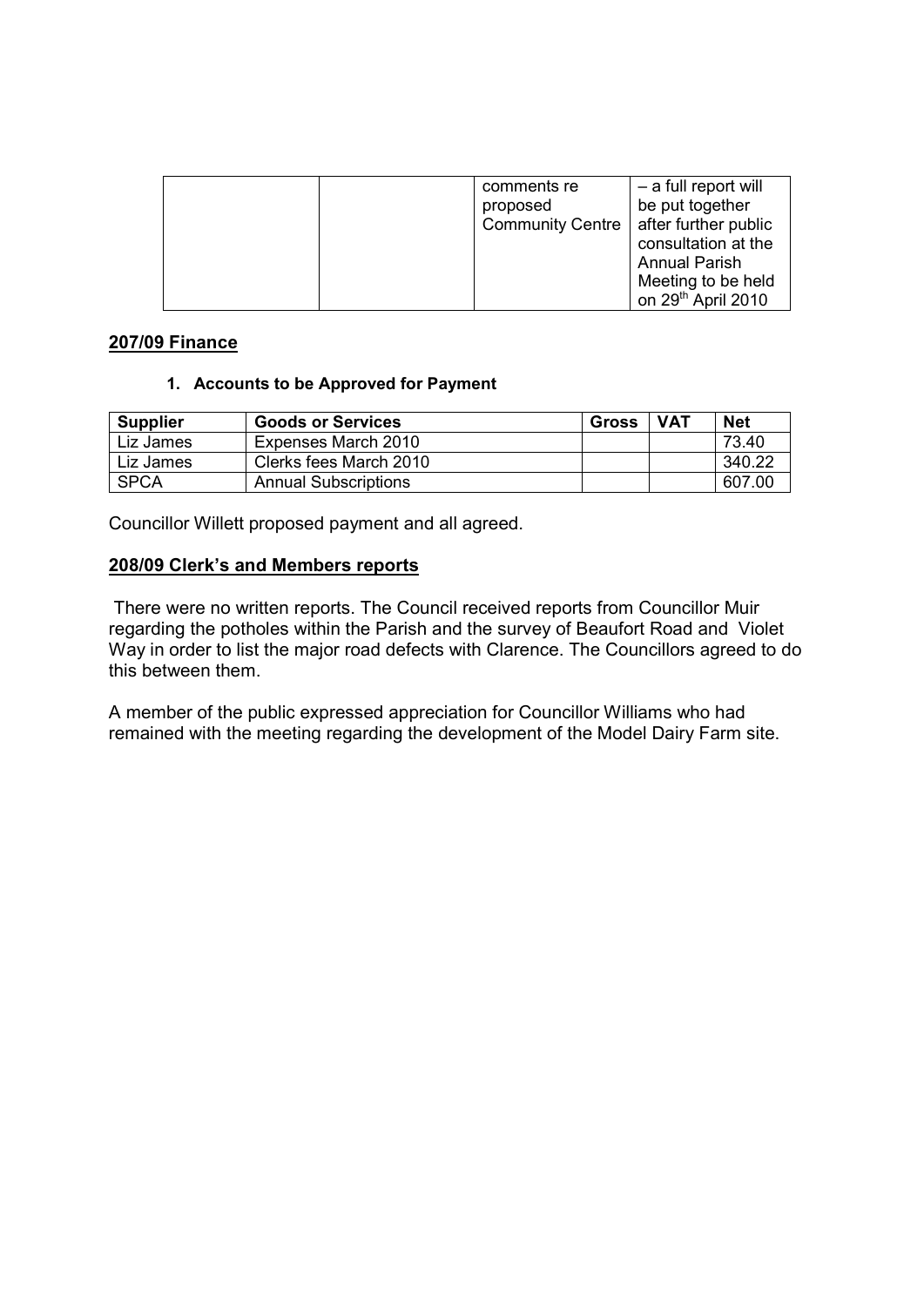| | | | |
|---|---|---|---|
| | | comments re proposed Community Centre | – a full report will be put together after further public consultation at the Annual Parish Meeting to be held on 29th April 2010 |

## 207/09 Finance

### 1. Accounts to be Approved for Payment

| Supplier | Goods or Services | Gross | VAT | Net |
|---|---|---|---|---|
| Liz James | Expenses March 2010 | | | 73.40 |
| Liz James | Clerks fees March 2010 | | | 340.22 |
| SPCA | Annual Subscriptions | | | 607.00 |

Councillor Willett proposed payment and all agreed.

## 208/09 Clerk's and Members reports

There were no written reports. The Council received reports from Councillor Muir regarding the potholes within the Parish and the survey of Beaufort Road and Violet Way in order to list the major road defects with Clarence. The Councillors agreed to do this between them.

A member of the public expressed appreciation for Councillor Williams who had remained with the meeting regarding the development of the Model Dairy Farm site.